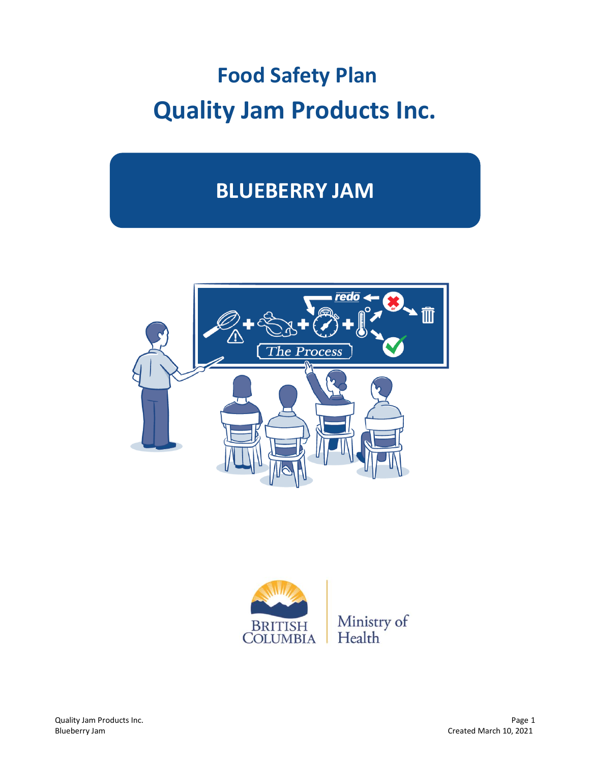# Food Safety Plan

# Quality Jam Products Inc.

## BLUEBERRY JAM

BRITISH COLUMBIA | Ministry of Health

Quality Jam Products Inc.
Blueberry Jam

Created March 10, 2021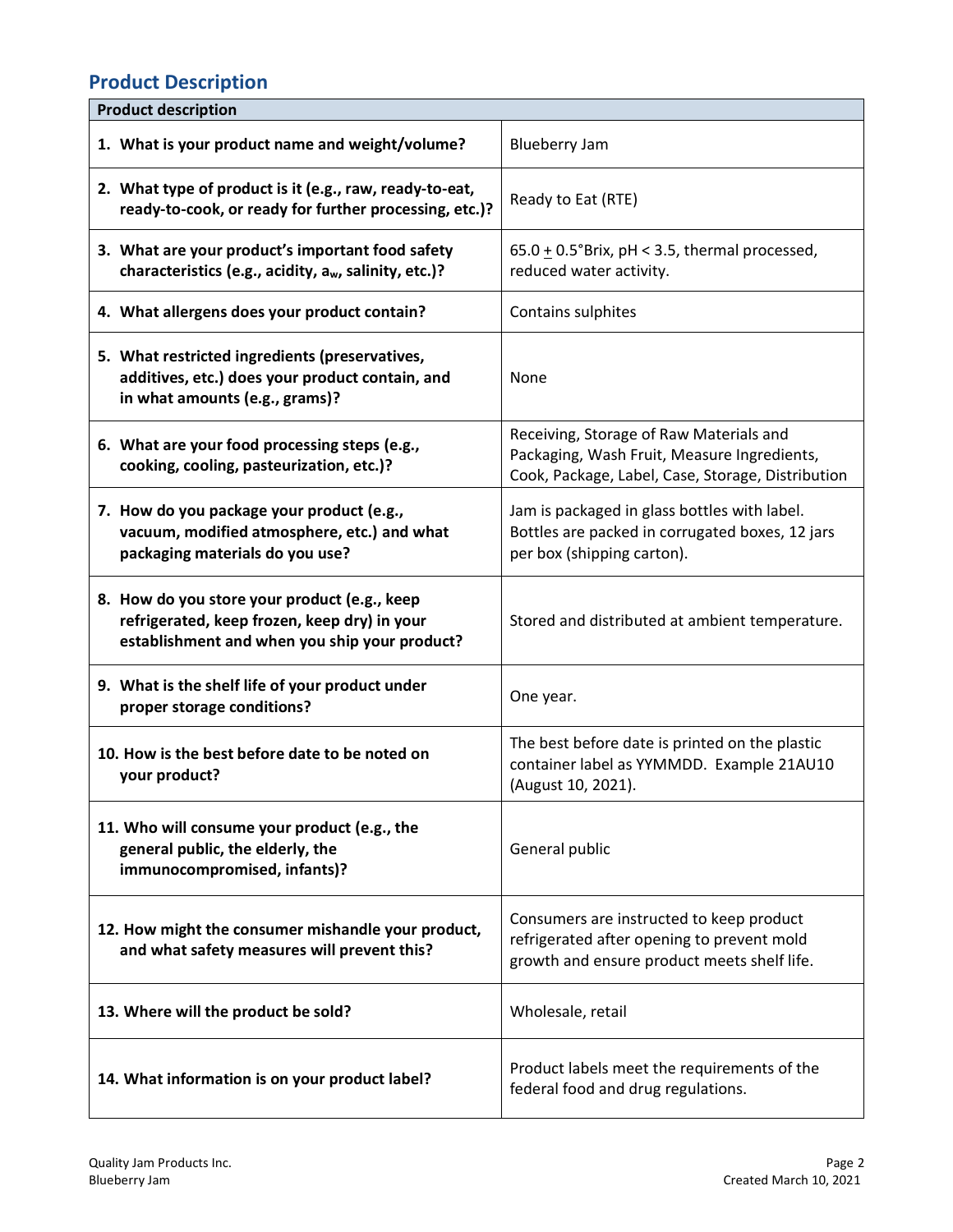## Product Description

| Product description | |
|---|---|
| **1. What is your product name and weight/volume?** | Blueberry Jam |
| **2. What type of product is it (e.g., raw, ready-to-eat, ready-to-cook, or ready for further processing, etc.)?** | Ready to Eat (RTE) |
| **3. What are your product's important food safety characteristics (e.g., acidity, $a_w$, salinity, etc.)?** | 65.0 ± 0.5°Brix, pH < 3.5, thermal processed, reduced water activity. |
| **4. What allergens does your product contain?** | Contains sulphites |
| **5. What restricted ingredients (preservatives, additives, etc.) does your product contain, and in what amounts (e.g., grams)?** | None |
| **6. What are your food processing steps (e.g., cooking, cooling, pasteurization, etc.)?** | Receiving, Storage of Raw Materials and Packaging, Wash Fruit, Measure Ingredients, Cook, Package, Label, Case, Storage, Distribution |
| **7. How do you package your product (e.g., vacuum, modified atmosphere, etc.) and what packaging materials do you use?** | Jam is packaged in glass bottles with label. Bottles are packed in corrugated boxes, 12 jars per box (shipping carton). |
| **8. How do you store your product (e.g., keep refrigerated, keep frozen, keep dry) in your establishment and when you ship your product?** | Stored and distributed at ambient temperature. |
| **9. What is the shelf life of your product under proper storage conditions?** | One year. |
| **10. How is the best before date to be noted on your product?** | The best before date is printed on the plastic container label as YYMMDD. Example 21AU10 (August 10, 2021). |
| **11. Who will consume your product (e.g., the general public, the elderly, the immunocompromised, infants)?** | General public |
| **12. How might the consumer mishandle your product, and what safety measures will prevent this?** | Consumers are instructed to keep product refrigerated after opening to prevent mold growth and ensure product meets shelf life. |
| **13. Where will the product be sold?** | Wholesale, retail |
| **14. What information is on your product label?** | Product labels meet the requirements of the federal food and drug regulations. |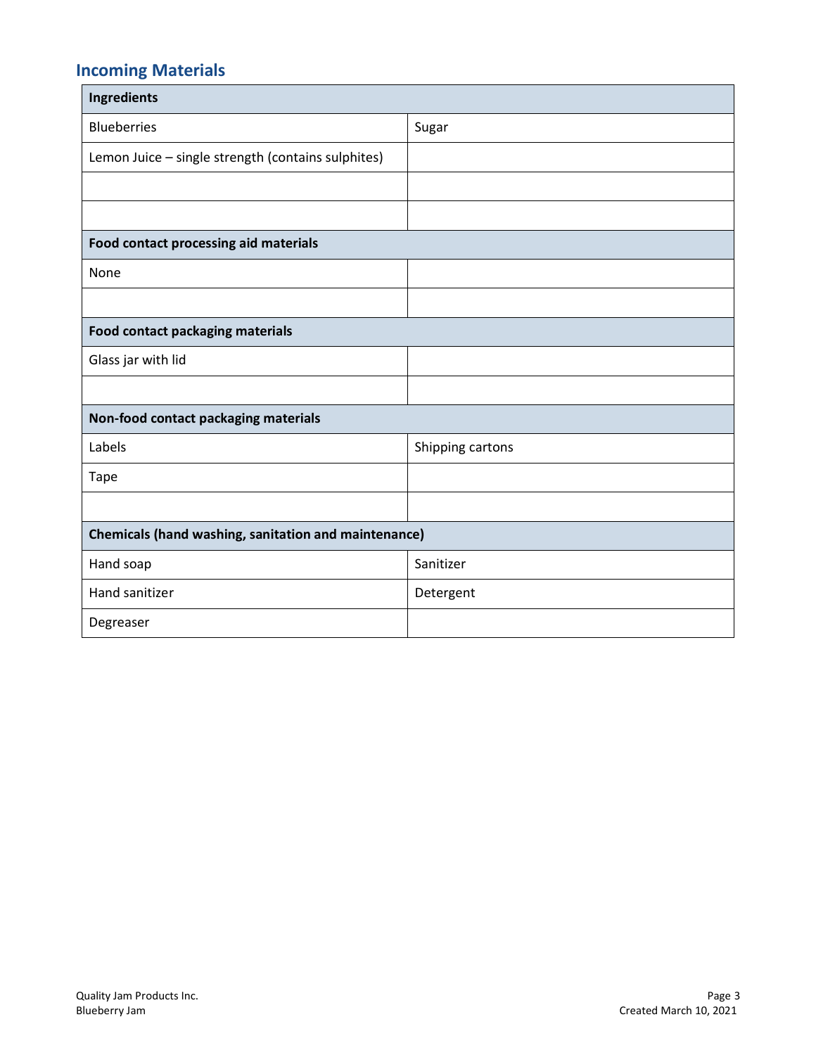## Incoming Materials

| Ingredients | |
|---|---|
| Blueberries | Sugar |
| Lemon Juice – single strength (contains sulphites) | |
| | |
| | |
| **Food contact processing aid materials** | |
| None | |
| | |
| **Food contact packaging materials** | |
| Glass jar with lid | |
| | |
| **Non-food contact packaging materials** | |
| Labels | Shipping cartons |
| Tape | |
| | |
| **Chemicals (hand washing, sanitation and maintenance)** | |
| Hand soap | Sanitizer |
| Hand sanitizer | Detergent |
| Degreaser | |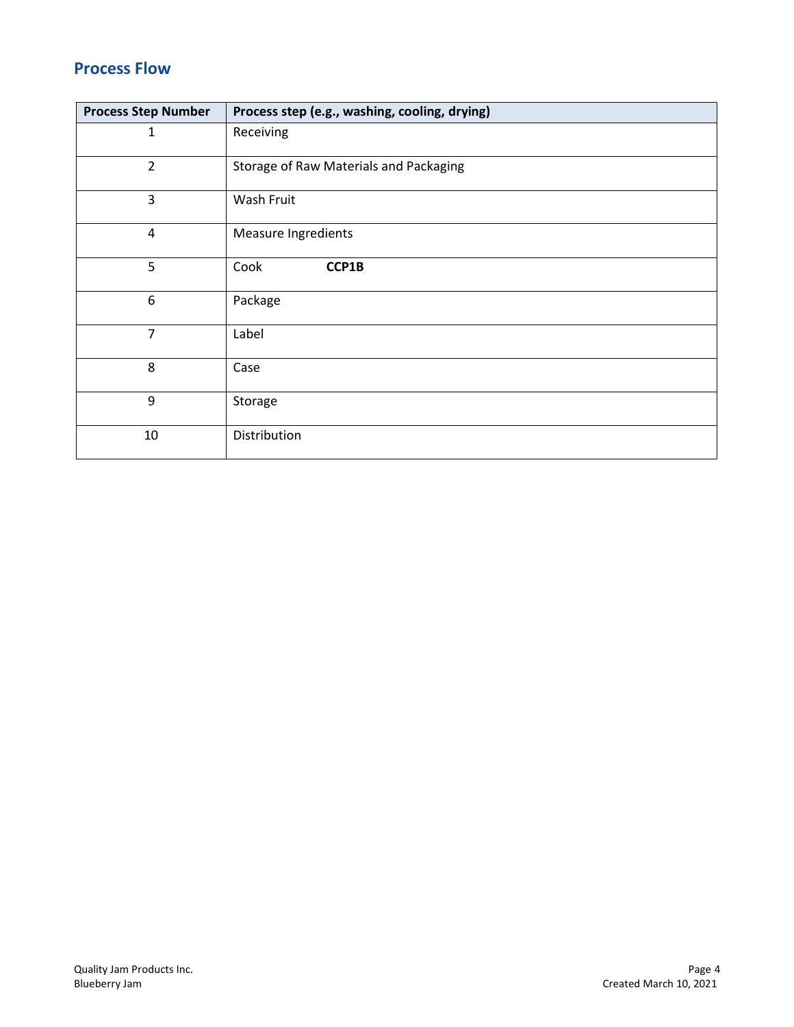## Process Flow

| Process Step Number | Process step (e.g., washing, cooling, drying) |
|---|---|
| 1 | Receiving |
| 2 | Storage of Raw Materials and Packaging |
| 3 | Wash Fruit |
| 4 | Measure Ingredients |
| 5 | Cook **CCP1B** |
| 6 | Package |
| 7 | Label |
| 8 | Case |
| 9 | Storage |
| 10 | Distribution |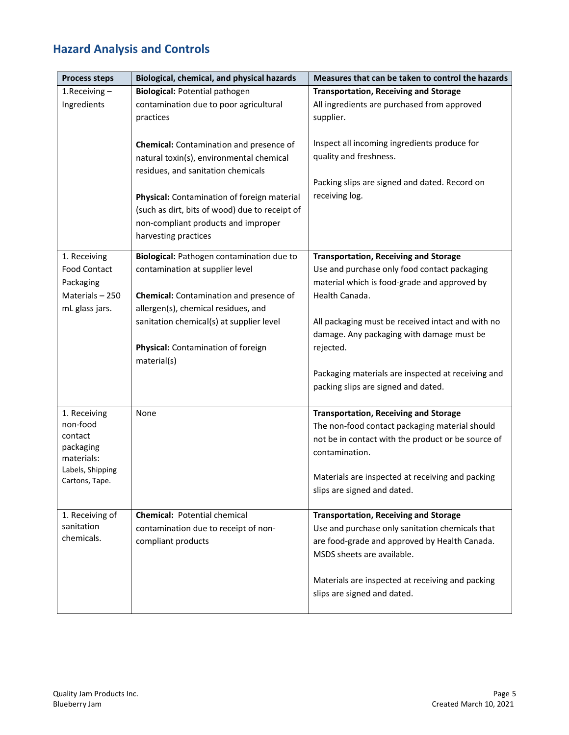## Hazard Analysis and Controls

| Process steps | Biological, chemical, and physical hazards | Measures that can be taken to control the hazards |
|---|---|---|
| 1.Receiving – Ingredients | **Biological:** Potential pathogen contamination due to poor agricultural practices<br><br>**Chemical:** Contamination and presence of natural toxin(s), environmental chemical residues, and sanitation chemicals<br><br>**Physical:** Contamination of foreign material (such as dirt, bits of wood) due to receipt of non-compliant products and improper harvesting practices | **Transportation, Receiving and Storage**<br>All ingredients are purchased from approved supplier.<br><br>Inspect all incoming ingredients produce for quality and freshness.<br><br>Packing slips are signed and dated. Record on receiving log. |
| 1. Receiving Food Contact Packaging Materials – 250 mL glass jars. | **Biological:** Pathogen contamination due to contamination at supplier level<br><br>**Chemical:** Contamination and presence of allergen(s), chemical residues, and sanitation chemical(s) at supplier level<br><br>**Physical:** Contamination of foreign material(s) | **Transportation, Receiving and Storage**<br>Use and purchase only food contact packaging material which is food-grade and approved by Health Canada.<br><br>All packaging must be received intact and with no damage. Any packaging with damage must be rejected.<br><br>Packaging materials are inspected at receiving and packing slips are signed and dated. |
| 1. Receiving non-food contact packaging materials: Labels, Shipping Cartons, Tape. | None | **Transportation, Receiving and Storage**<br>The non-food contact packaging material should not be in contact with the product or be source of contamination.<br><br>Materials are inspected at receiving and packing slips are signed and dated. |
| 1. Receiving of sanitation chemicals. | **Chemical:** Potential chemical contamination due to receipt of non-compliant products | **Transportation, Receiving and Storage**<br>Use and purchase only sanitation chemicals that are food-grade and approved by Health Canada. MSDS sheets are available.<br><br>Materials are inspected at receiving and packing slips are signed and dated. |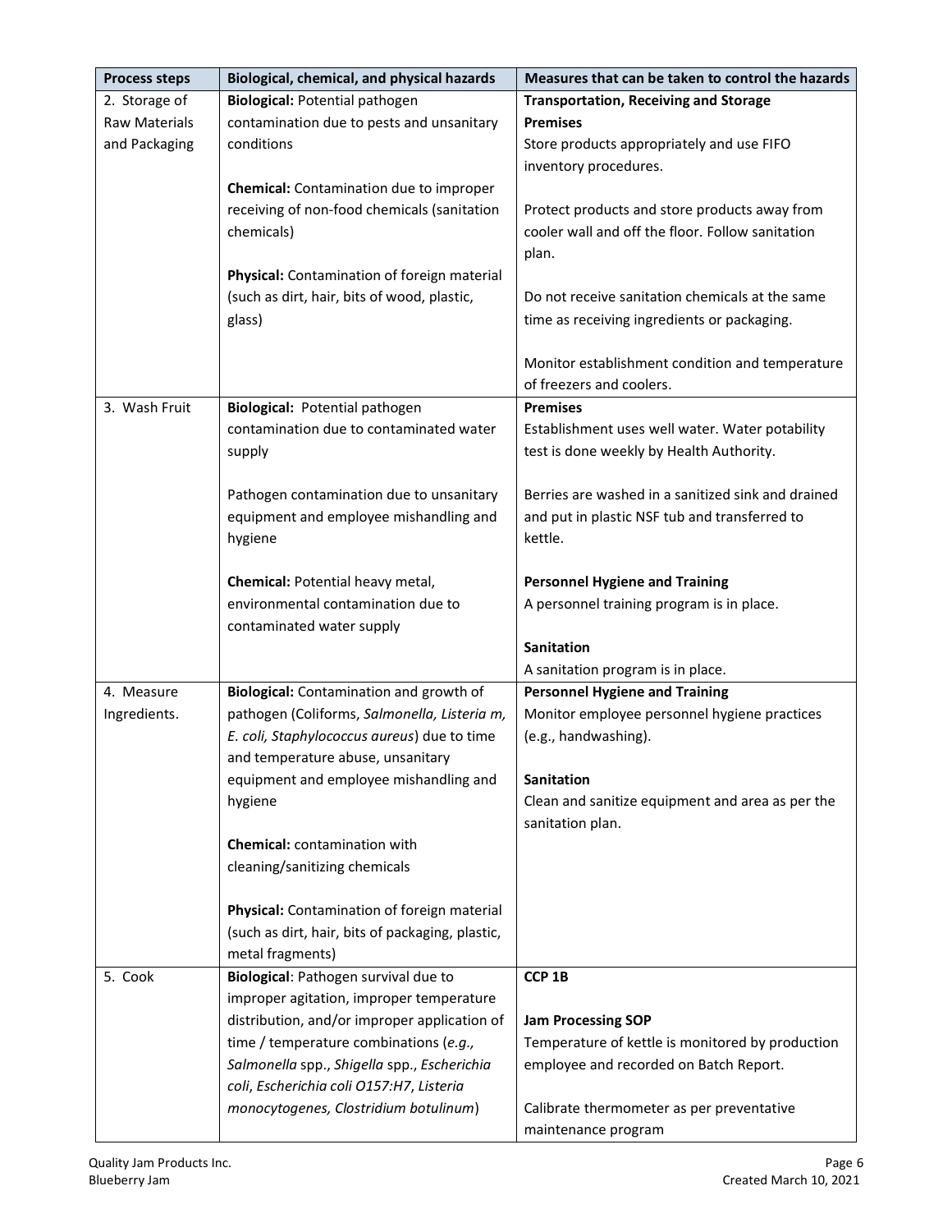| Process steps | Biological, chemical, and physical hazards | Measures that can be taken to control the hazards |
|---|---|---|
| 2. Storage of Raw Materials and Packaging | **Biological:** Potential pathogen contamination due to pests and unsanitary conditions<br><br>**Chemical:** Contamination due to improper receiving of non-food chemicals (sanitation chemicals)<br><br>**Physical:** Contamination of foreign material (such as dirt, hair, bits of wood, plastic, glass) | **Transportation, Receiving and Storage Premises**<br>Store products appropriately and use FIFO inventory procedures.<br><br>Protect products and store products away from cooler wall and off the floor. Follow sanitation plan.<br><br>Do not receive sanitation chemicals at the same time as receiving ingredients or packaging.<br><br>Monitor establishment condition and temperature of freezers and coolers. |
| 3. Wash Fruit | **Biological:** Potential pathogen contamination due to contaminated water supply<br><br>Pathogen contamination due to unsanitary equipment and employee mishandling and hygiene<br><br>**Chemical:** Potential heavy metal, environmental contamination due to contaminated water supply | **Premises**<br>Establishment uses well water. Water potability test is done weekly by Health Authority.<br><br>Berries are washed in a sanitized sink and drained and put in plastic NSF tub and transferred to kettle.<br><br>**Personnel Hygiene and Training**<br>A personnel training program is in place.<br><br>**Sanitation**<br>A sanitation program is in place. |
| 4. Measure Ingredients. | **Biological:** Contamination and growth of pathogen (Coliforms, *Salmonella, Listeria m, E. coli, Staphylococcus aureus*) due to time and temperature abuse, unsanitary equipment and employee mishandling and hygiene<br><br>**Chemical:** contamination with cleaning/sanitizing chemicals<br><br>**Physical:** Contamination of foreign material (such as dirt, hair, bits of packaging, plastic, metal fragments) | **Personnel Hygiene and Training**<br>Monitor employee personnel hygiene practices (e.g., handwashing).<br><br>**Sanitation**<br>Clean and sanitize equipment and area as per the sanitation plan. |
| 5. Cook | **Biological**: Pathogen survival due to improper agitation, improper temperature distribution, and/or improper application of time / temperature combinations (*e.g., Salmonella* spp., *Shigella* spp., *Escherichia coli*, *Escherichia coli O157:H7*, *Listeria monocytogenes, Clostridium botulinum*) | **CCP 1B**<br><br>**Jam Processing SOP**<br>Temperature of kettle is monitored by production employee and recorded on Batch Report.<br><br>Calibrate thermometer as per preventative maintenance program |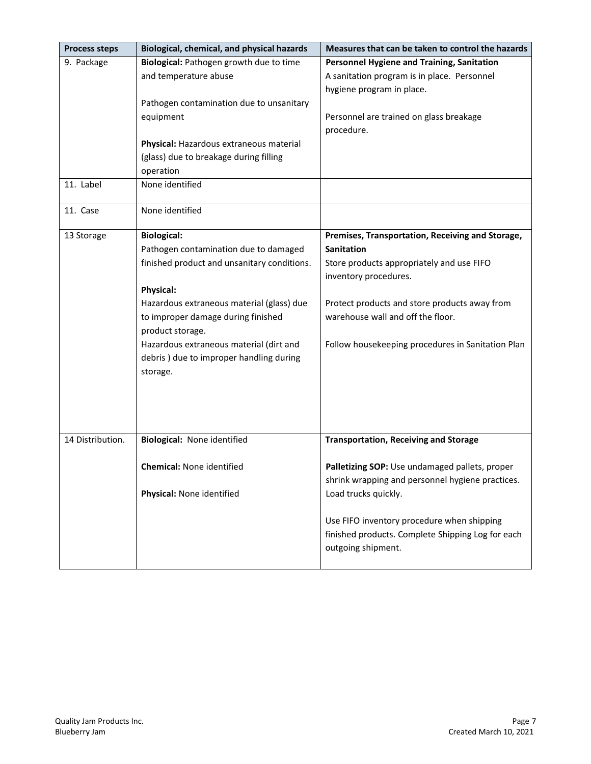| Process steps | Biological, chemical, and physical hazards | Measures that can be taken to control the hazards |
|---|---|---|
| 9. Package | **Biological:** Pathogen growth due to time and temperature abuse<br><br>Pathogen contamination due to unsanitary equipment<br><br>**Physical:** Hazardous extraneous material (glass) due to breakage during filling operation | **Personnel Hygiene and Training, Sanitation**<br>A sanitation program is in place. Personnel hygiene program in place.<br><br>Personnel are trained on glass breakage procedure. |
| 11. Label | None identified | |
| 11. Case | None identified | |
| 13 Storage | **Biological:**<br>Pathogen contamination due to damaged finished product and unsanitary conditions.<br><br>**Physical:**<br>Hazardous extraneous material (glass) due to improper damage during finished product storage.<br>Hazardous extraneous material (dirt and debris ) due to improper handling during storage. | **Premises, Transportation, Receiving and Storage, Sanitation**<br>Store products appropriately and use FIFO inventory procedures.<br><br>Protect products and store products away from warehouse wall and off the floor.<br><br>Follow housekeeping procedures in Sanitation Plan |
| 14 Distribution. | **Biological:** None identified<br><br>**Chemical:** None identified<br><br>**Physical:** None identified | **Transportation, Receiving and Storage**<br><br>**Palletizing SOP:** Use undamaged pallets, proper shrink wrapping and personnel hygiene practices. Load trucks quickly.<br><br>Use FIFO inventory procedure when shipping finished products. Complete Shipping Log for each outgoing shipment. |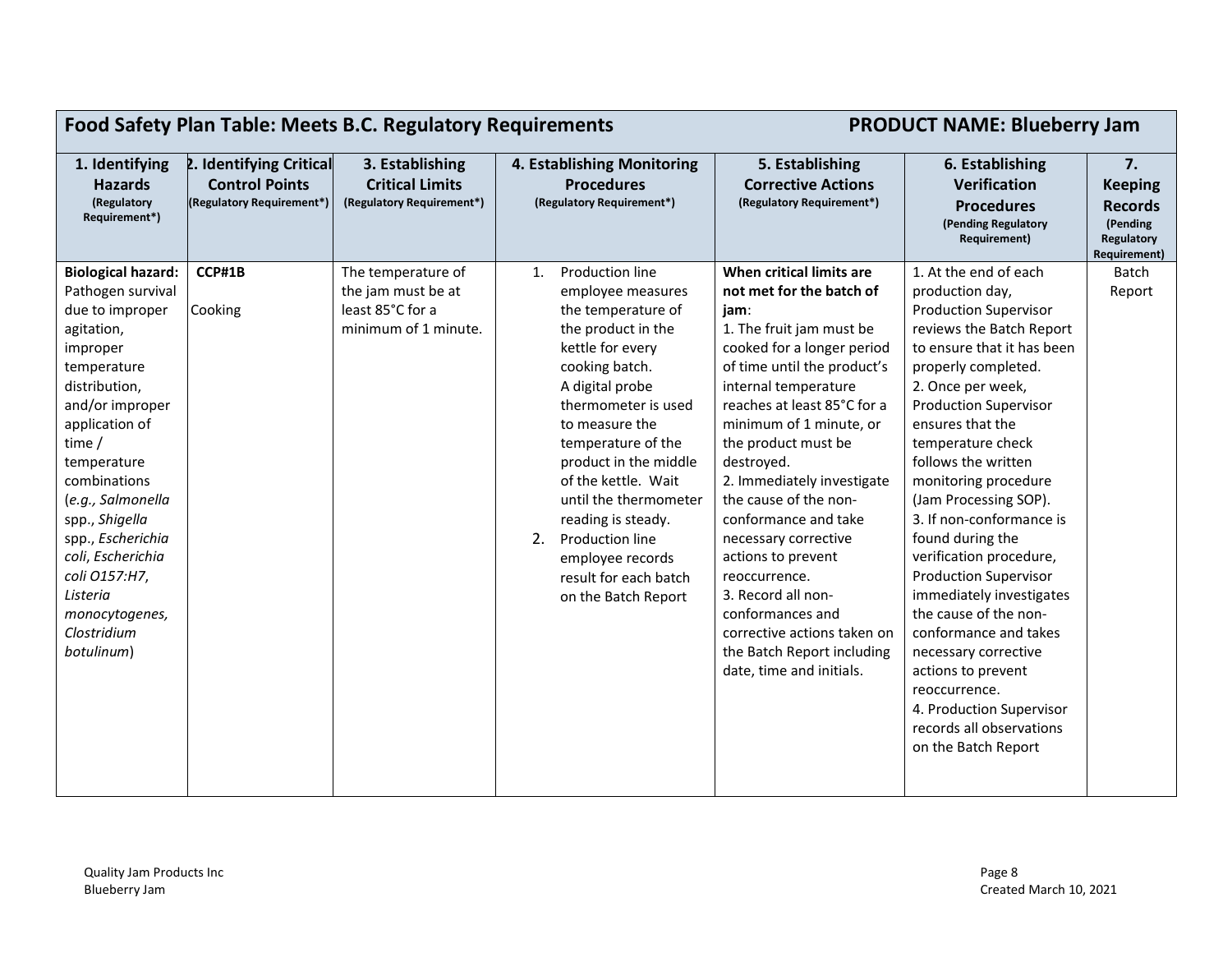**Food Safety Plan Table: Meets B.C. Regulatory Requirements** **PRODUCT NAME: Blueberry Jam**

| 1. Identifying Hazards (Regulatory Requirement*) | 2. Identifying Critical Control Points (Regulatory Requirement*) | 3. Establishing Critical Limits (Regulatory Requirement*) | 4. Establishing Monitoring Procedures (Regulatory Requirement*) | 5. Establishing Corrective Actions (Regulatory Requirement*) | 6. Establishing Verification Procedures (Pending Regulatory Requirement) | 7. Keeping Records (Pending Regulatory Requirement) |
|---|---|---|---|---|---|---|
| **Biological hazard:** Pathogen survival due to improper agitation, improper temperature distribution, and/or improper application of time / temperature combinations (*e.g., Salmonella* spp., *Shigella* spp., *Escherichia coli*, *Escherichia coli O157:H7*, *Listeria monocytogenes, Clostridium botulinum*) | **CCP#1B**<br><br>Cooking | The temperature of the jam must be at least 85°C for a minimum of 1 minute. | 1. Production line employee measures the temperature of the product in the kettle for every cooking batch. A digital probe thermometer is used to measure the temperature of the product in the middle of the kettle. Wait until the thermometer reading is steady.<br>2. Production line employee records result for each batch on the Batch Report | **When critical limits are not met for the batch of jam**:<br>1. The fruit jam must be cooked for a longer period of time until the product's internal temperature reaches at least 85°C for a minimum of 1 minute, or the product must be destroyed.<br>2. Immediately investigate the cause of the non-conformance and take necessary corrective actions to prevent reoccurrence.<br>3. Record all non-conformances and corrective actions taken on the Batch Report including date, time and initials. | 1. At the end of each production day, Production Supervisor reviews the Batch Report to ensure that it has been properly completed.<br>2. Once per week, Production Supervisor ensures that the temperature check follows the written monitoring procedure (Jam Processing SOP).<br>3. If non-conformance is found during the verification procedure, Production Supervisor immediately investigates the cause of the non-conformance and takes necessary corrective actions to prevent reoccurrence.<br>4. Production Supervisor records all observations on the Batch Report | Batch Report |